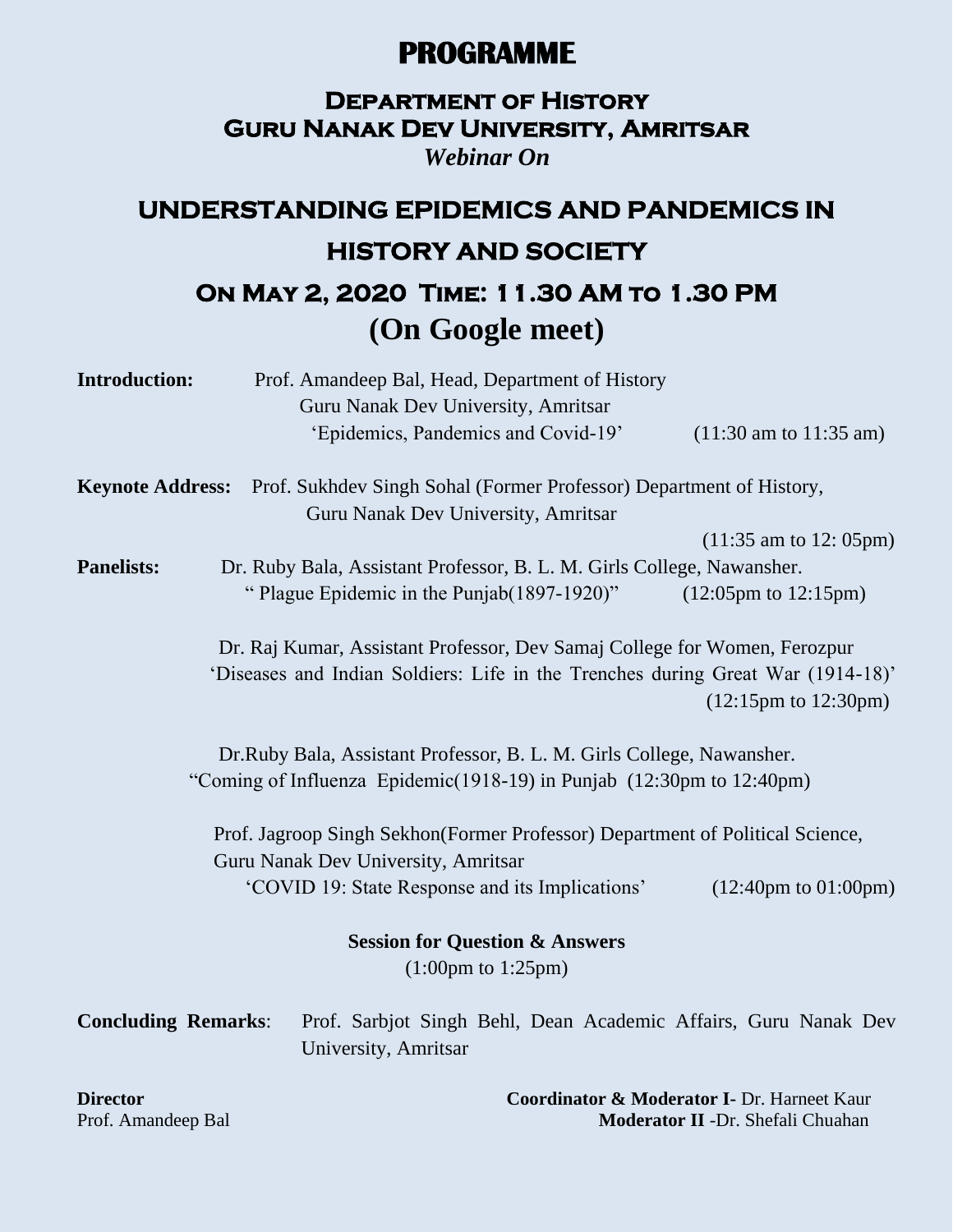# PROGRAMME

## Department of History
## Guru Nanak Dev University, Amritsar

*Webinar On*

## UNDERSTANDING EPIDEMICS AND PANDEMICS IN HISTORY AND SOCIETY

### On May 2, 2020 Time: 11.30 AM to 1.30 PM

### (On Google meet)

**Introduction:** Prof. Amandeep Bal, Head, Department of History
Guru Nanak Dev University, Amritsar
'Epidemics, Pandemics and Covid-19' (11:30 am to 11:35 am)

**Keynote Address:** Prof. Sukhdev Singh Sohal (Former Professor) Department of History,
Guru Nanak Dev University, Amritsar
(11:35 am to 12: 05pm)

**Panelists:** Dr. Ruby Bala, Assistant Professor, B. L. M. Girls College, Nawansher.
" Plague Epidemic in the Punjab(1897-1920)" (12:05pm to 12:15pm)

Dr. Raj Kumar, Assistant Professor, Dev Samaj College for Women, Ferozpur
'Diseases and Indian Soldiers: Life in the Trenches during Great War (1914-18)'
(12:15pm to 12:30pm)

Dr.Ruby Bala, Assistant Professor, B. L. M. Girls College, Nawansher.
"Coming of Influenza Epidemic(1918-19) in Punjab (12:30pm to 12:40pm)

Prof. Jagroop Singh Sekhon(Former Professor) Department of Political Science,
Guru Nanak Dev University, Amritsar
'COVID 19: State Response and its Implications' (12:40pm to 01:00pm)

**Session for Question & Answers**
(1:00pm to 1:25pm)

**Concluding Remarks**: Prof. Sarbjot Singh Behl, Dean Academic Affairs, Guru Nanak Dev University, Amritsar

**Director**
Prof. Amandeep Bal

**Coordinator & Moderator I-** Dr. Harneet Kaur
**Moderator II** -Dr. Shefali Chuahan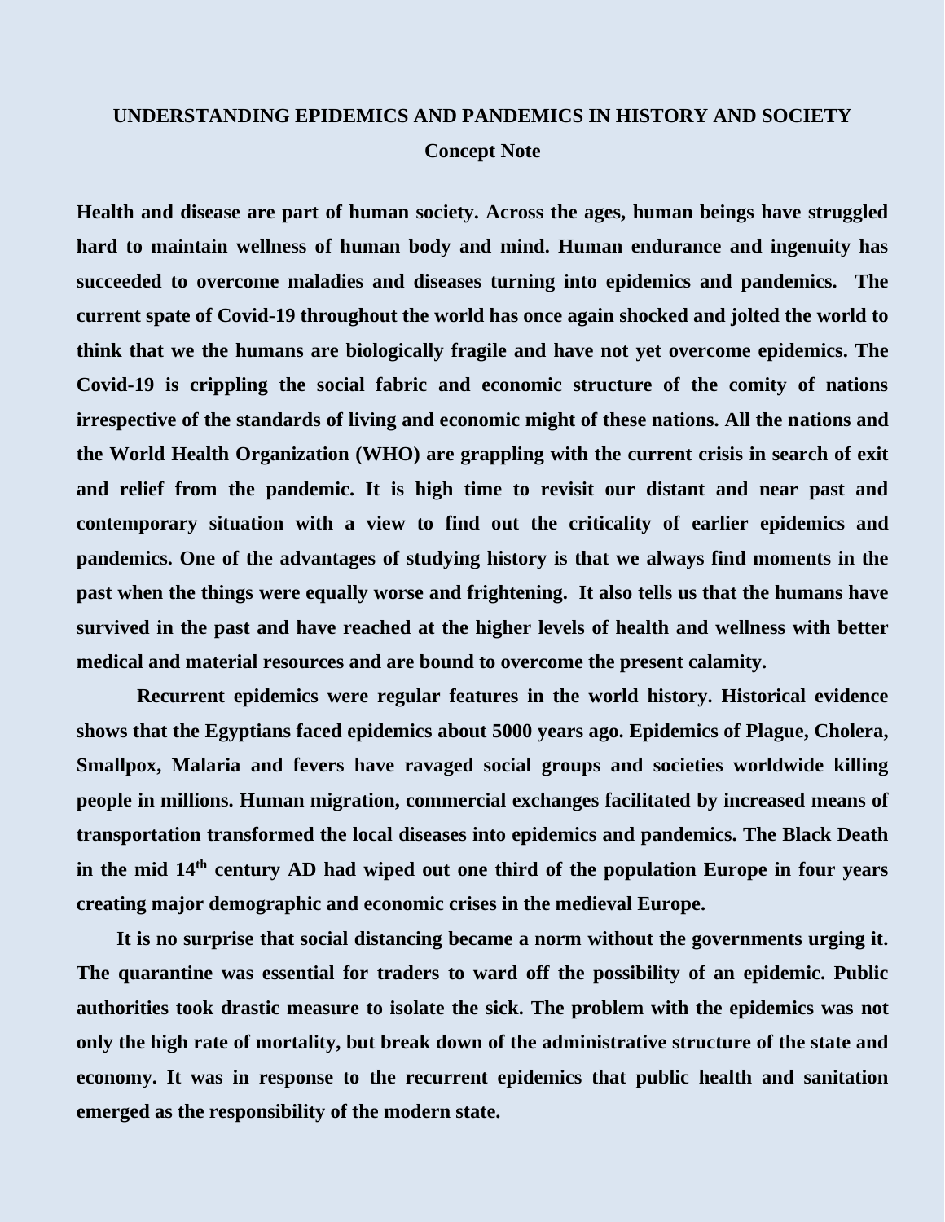**UNDERSTANDING EPIDEMICS AND PANDEMICS IN HISTORY AND SOCIETY**

**Concept Note**

**Health and disease are part of human society. Across the ages, human beings have struggled hard to maintain wellness of human body and mind. Human endurance and ingenuity has succeeded to overcome maladies and diseases turning into epidemics and pandemics. The current spate of Covid-19 throughout the world has once again shocked and jolted the world to think that we the humans are biologically fragile and have not yet overcome epidemics. The Covid-19 is crippling the social fabric and economic structure of the comity of nations irrespective of the standards of living and economic might of these nations. All the nations and the World Health Organization (WHO) are grappling with the current crisis in search of exit and relief from the pandemic. It is high time to revisit our distant and near past and contemporary situation with a view to find out the criticality of earlier epidemics and pandemics. One of the advantages of studying history is that we always find moments in the past when the things were equally worse and frightening. It also tells us that the humans have survived in the past and have reached at the higher levels of health and wellness with better medical and material resources and are bound to overcome the present calamity.**

**Recurrent epidemics were regular features in the world history. Historical evidence shows that the Egyptians faced epidemics about 5000 years ago. Epidemics of Plague, Cholera, Smallpox, Malaria and fevers have ravaged social groups and societies worldwide killing people in millions. Human migration, commercial exchanges facilitated by increased means of transportation transformed the local diseases into epidemics and pandemics. The Black Death in the mid 14th century AD had wiped out one third of the population Europe in four years creating major demographic and economic crises in the medieval Europe.**

**It is no surprise that social distancing became a norm without the governments urging it. The quarantine was essential for traders to ward off the possibility of an epidemic. Public authorities took drastic measure to isolate the sick. The problem with the epidemics was not only the high rate of mortality, but break down of the administrative structure of the state and economy. It was in response to the recurrent epidemics that public health and sanitation emerged as the responsibility of the modern state.**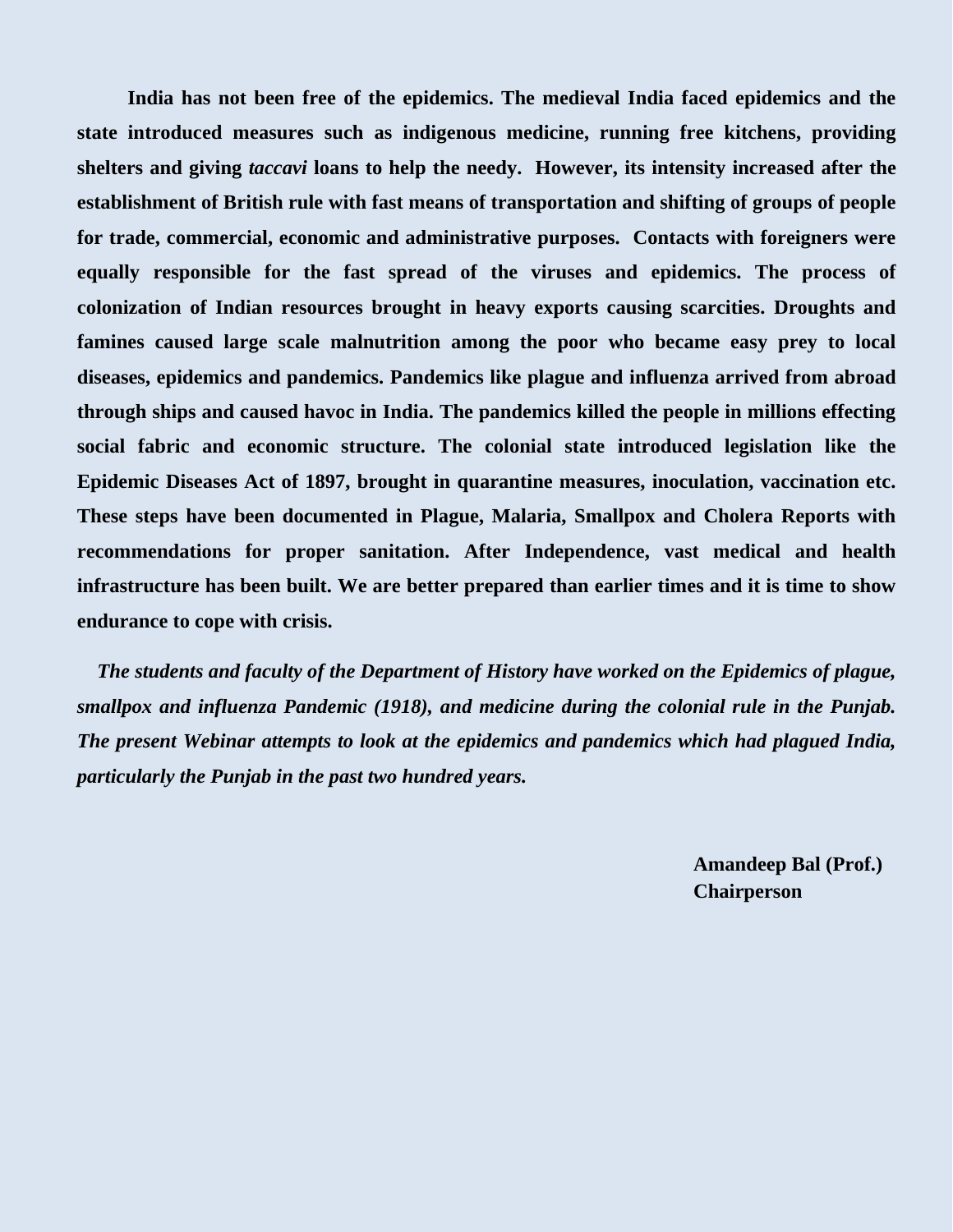**India has not been free of the epidemics. The medieval India faced epidemics and the state introduced measures such as indigenous medicine, running free kitchens, providing shelters and giving *taccavi* loans to help the needy. However, its intensity increased after the establishment of British rule with fast means of transportation and shifting of groups of people for trade, commercial, economic and administrative purposes. Contacts with foreigners were equally responsible for the fast spread of the viruses and epidemics. The process of colonization of Indian resources brought in heavy exports causing scarcities. Droughts and famines caused large scale malnutrition among the poor who became easy prey to local diseases, epidemics and pandemics. Pandemics like plague and influenza arrived from abroad through ships and caused havoc in India. The pandemics killed the people in millions effecting social fabric and economic structure. The colonial state introduced legislation like the Epidemic Diseases Act of 1897, brought in quarantine measures, inoculation, vaccination etc. These steps have been documented in Plague, Malaria, Smallpox and Cholera Reports with recommendations for proper sanitation. After Independence, vast medical and health infrastructure has been built. We are better prepared than earlier times and it is time to show endurance to cope with crisis.**

***The students and faculty of the Department of History have worked on the Epidemics of plague, smallpox and influenza Pandemic (1918), and medicine during the colonial rule in the Punjab. The present Webinar attempts to look at the epidemics and pandemics which had plagued India, particularly the Punjab in the past two hundred years.***

**Amandeep Bal (Prof.)**
**Chairperson**